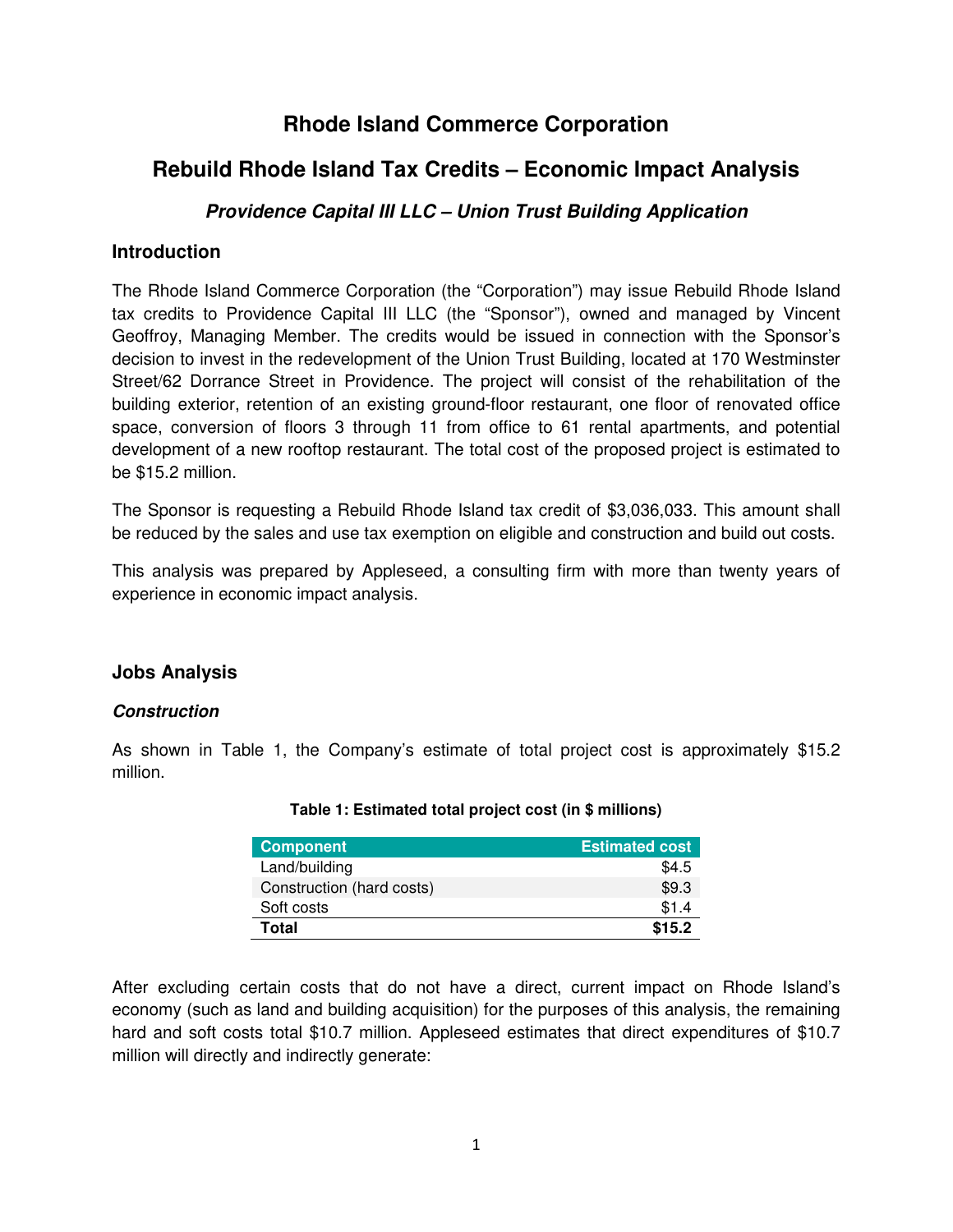# Rhode Island Commerce Corporation

## Rebuild Rhode Island Tax Credits – Economic Impact Analysis

### *Providence Capital III LLC – Union Trust Building Application*

## Introduction

The Rhode Island Commerce Corporation (the "Corporation") may issue Rebuild Rhode Island tax credits to Providence Capital III LLC (the "Sponsor"), owned and managed by Vincent Geoffroy, Managing Member. The credits would be issued in connection with the Sponsor's decision to invest in the redevelopment of the Union Trust Building, located at 170 Westminster Street/62 Dorrance Street in Providence. The project will consist of the rehabilitation of the building exterior, retention of an existing ground-floor restaurant, one floor of renovated office space, conversion of floors 3 through 11 from office to 61 rental apartments, and potential development of a new rooftop restaurant. The total cost of the proposed project is estimated to be $15.2 million.

The Sponsor is requesting a Rebuild Rhode Island tax credit of $3,036,033. This amount shall be reduced by the sales and use tax exemption on eligible and construction and build out costs.

This analysis was prepared by Appleseed, a consulting firm with more than twenty years of experience in economic impact analysis.

## Jobs Analysis

### *Construction*

As shown in Table 1, the Company's estimate of total project cost is approximately $15.2 million.

**Table 1: Estimated total project cost (in $ millions)**

| Component | Estimated cost |
|---|---:|
| Land/building | $4.5 |
| Construction (hard costs) | $9.3 |
| Soft costs | $1.4 |
| **Total** | **$15.2** |

After excluding certain costs that do not have a direct, current impact on Rhode Island's economy (such as land and building acquisition) for the purposes of this analysis, the remaining hard and soft costs total $10.7 million. Appleseed estimates that direct expenditures of $10.7 million will directly and indirectly generate: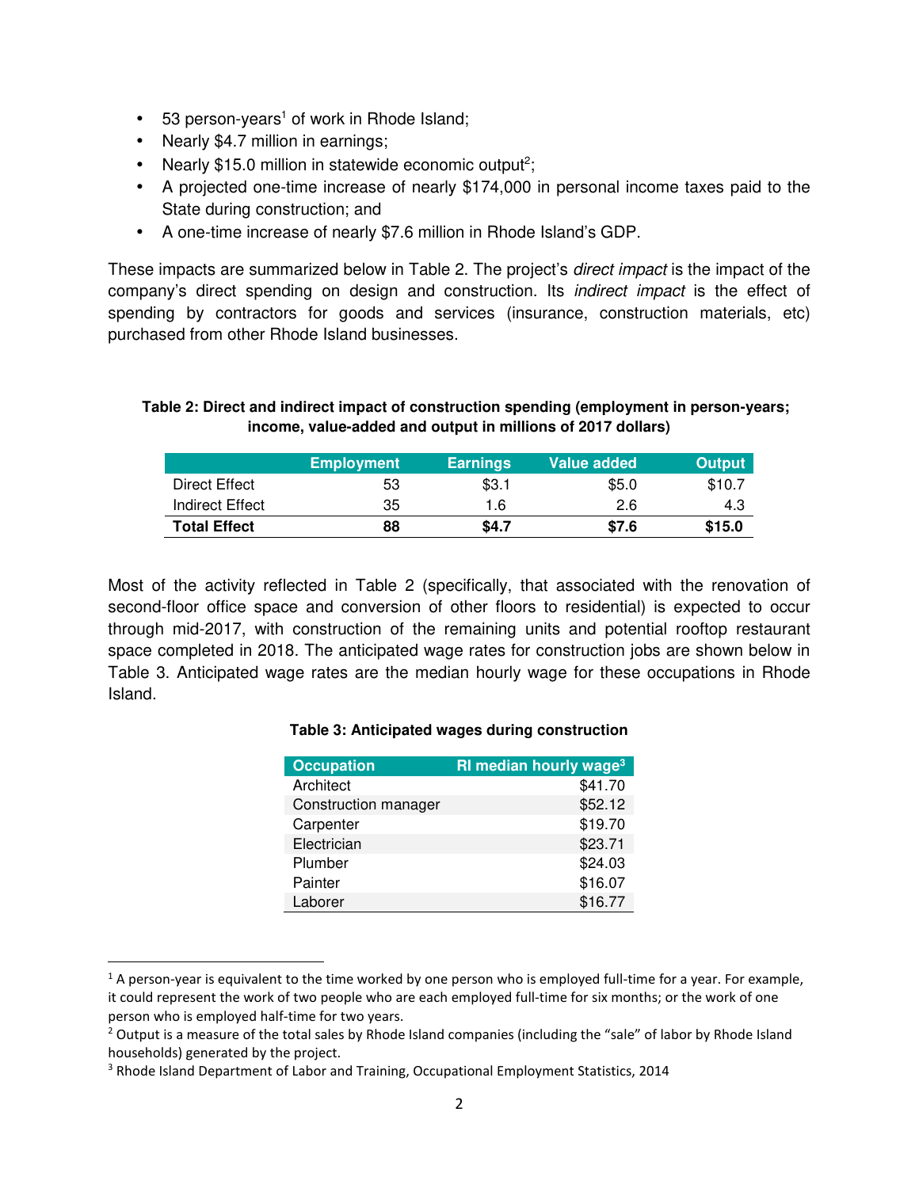- 53 person-years[1] of work in Rhode Island;
- Nearly $4.7 million in earnings;
- Nearly $15.0 million in statewide economic output[2];
- A projected one-time increase of nearly $174,000 in personal income taxes paid to the State during construction; and
- A one-time increase of nearly $7.6 million in Rhode Island's GDP.

These impacts are summarized below in Table 2. The project's *direct impact* is the impact of the company's direct spending on design and construction. Its *indirect impact* is the effect of spending by contractors for goods and services (insurance, construction materials, etc) purchased from other Rhode Island businesses.

**Table 2: Direct and indirect impact of construction spending (employment in person-years; income, value-added and output in millions of 2017 dollars)**

| | Employment | Earnings | Value added | Output |
|---|---|---|---|---|
| Direct Effect | 53 | $3.1 | $5.0 | $10.7 |
| Indirect Effect | 35 | 1.6 | 2.6 | 4.3 |
| **Total Effect** | **88** | **$4.7** | **$7.6** | **$15.0** |

Most of the activity reflected in Table 2 (specifically, that associated with the renovation of second-floor office space and conversion of other floors to residential) is expected to occur through mid-2017, with construction of the remaining units and potential rooftop restaurant space completed in 2018. The anticipated wage rates for construction jobs are shown below in Table 3. Anticipated wage rates are the median hourly wage for these occupations in Rhode Island.

**Table 3: Anticipated wages during construction**

| Occupation | RI median hourly wage[3] |
|---|---|
| Architect | $41.70 |
| Construction manager | $52.12 |
| Carpenter | $19.70 |
| Electrician | $23.71 |
| Plumber | $24.03 |
| Painter | $16.07 |
| Laborer | $16.77 |

[1] A person-year is equivalent to the time worked by one person who is employed full-time for a year. For example, it could represent the work of two people who are each employed full-time for six months; or the work of one person who is employed half-time for two years.

[2] Output is a measure of the total sales by Rhode Island companies (including the "sale" of labor by Rhode Island households) generated by the project.

[3] Rhode Island Department of Labor and Training, Occupational Employment Statistics, 2014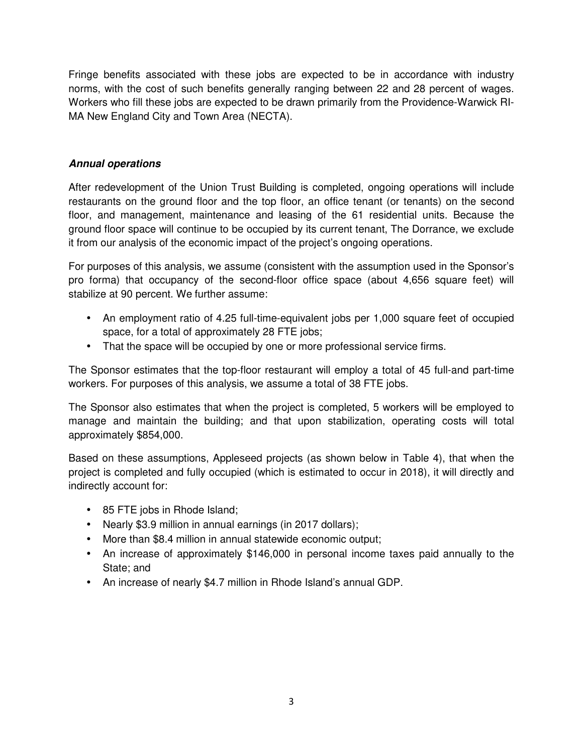Fringe benefits associated with these jobs are expected to be in accordance with industry norms, with the cost of such benefits generally ranging between 22 and 28 percent of wages. Workers who fill these jobs are expected to be drawn primarily from the Providence-Warwick RI-MA New England City and Town Area (NECTA).

### *Annual operations*

After redevelopment of the Union Trust Building is completed, ongoing operations will include restaurants on the ground floor and the top floor, an office tenant (or tenants) on the second floor, and management, maintenance and leasing of the 61 residential units. Because the ground floor space will continue to be occupied by its current tenant, The Dorrance, we exclude it from our analysis of the economic impact of the project's ongoing operations.

For purposes of this analysis, we assume (consistent with the assumption used in the Sponsor's pro forma) that occupancy of the second-floor office space (about 4,656 square feet) will stabilize at 90 percent. We further assume:

- An employment ratio of 4.25 full-time-equivalent jobs per 1,000 square feet of occupied space, for a total of approximately 28 FTE jobs;
- That the space will be occupied by one or more professional service firms.

The Sponsor estimates that the top-floor restaurant will employ a total of 45 full-and part-time workers. For purposes of this analysis, we assume a total of 38 FTE jobs.

The Sponsor also estimates that when the project is completed, 5 workers will be employed to manage and maintain the building; and that upon stabilization, operating costs will total approximately $854,000.

Based on these assumptions, Appleseed projects (as shown below in Table 4), that when the project is completed and fully occupied (which is estimated to occur in 2018), it will directly and indirectly account for:

- 85 FTE jobs in Rhode Island;
- Nearly $3.9 million in annual earnings (in 2017 dollars);
- More than $8.4 million in annual statewide economic output;
- An increase of approximately $146,000 in personal income taxes paid annually to the State; and
- An increase of nearly $4.7 million in Rhode Island's annual GDP.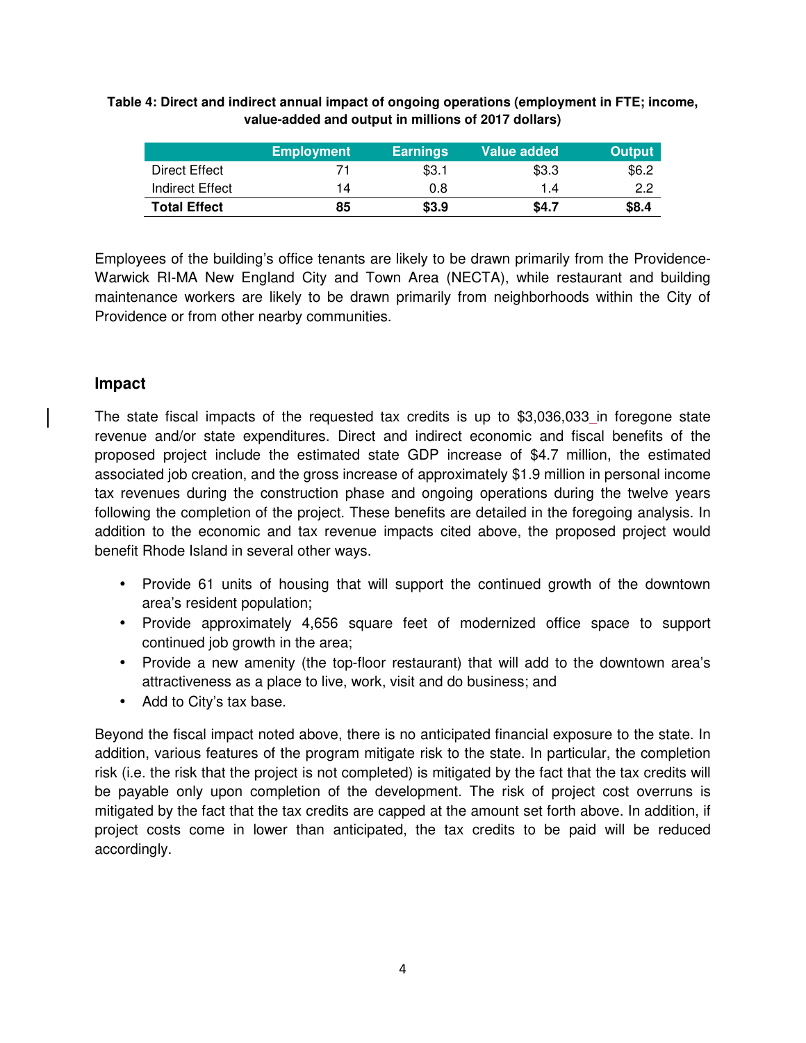**Table 4: Direct and indirect annual impact of ongoing operations (employment in FTE; income, value-added and output in millions of 2017 dollars)**

| | Employment | Earnings | Value added | Output |
|---|---|---|---|---|
| Direct Effect | 71 | $3.1 | $3.3 | $6.2 |
| Indirect Effect | 14 | 0.8 | 1.4 | 2.2 |
| **Total Effect** | **85** | **$3.9** | **$4.7** | **$8.4** |

Employees of the building's office tenants are likely to be drawn primarily from the Providence-Warwick RI-MA New England City and Town Area (NECTA), while restaurant and building maintenance workers are likely to be drawn primarily from neighborhoods within the City of Providence or from other nearby communities.

## Impact

The state fiscal impacts of the requested tax credits is up to $3,036,033 in foregone state revenue and/or state expenditures. Direct and indirect economic and fiscal benefits of the proposed project include the estimated state GDP increase of $4.7 million, the estimated associated job creation, and the gross increase of approximately $1.9 million in personal income tax revenues during the construction phase and ongoing operations during the twelve years following the completion of the project. These benefits are detailed in the foregoing analysis. In addition to the economic and tax revenue impacts cited above, the proposed project would benefit Rhode Island in several other ways.

- Provide 61 units of housing that will support the continued growth of the downtown area's resident population;
- Provide approximately 4,656 square feet of modernized office space to support continued job growth in the area;
- Provide a new amenity (the top-floor restaurant) that will add to the downtown area's attractiveness as a place to live, work, visit and do business; and
- Add to City's tax base.

Beyond the fiscal impact noted above, there is no anticipated financial exposure to the state. In addition, various features of the program mitigate risk to the state. In particular, the completion risk (i.e. the risk that the project is not completed) is mitigated by the fact that the tax credits will be payable only upon completion of the development. The risk of project cost overruns is mitigated by the fact that the tax credits are capped at the amount set forth above. In addition, if project costs come in lower than anticipated, the tax credits to be paid will be reduced accordingly.